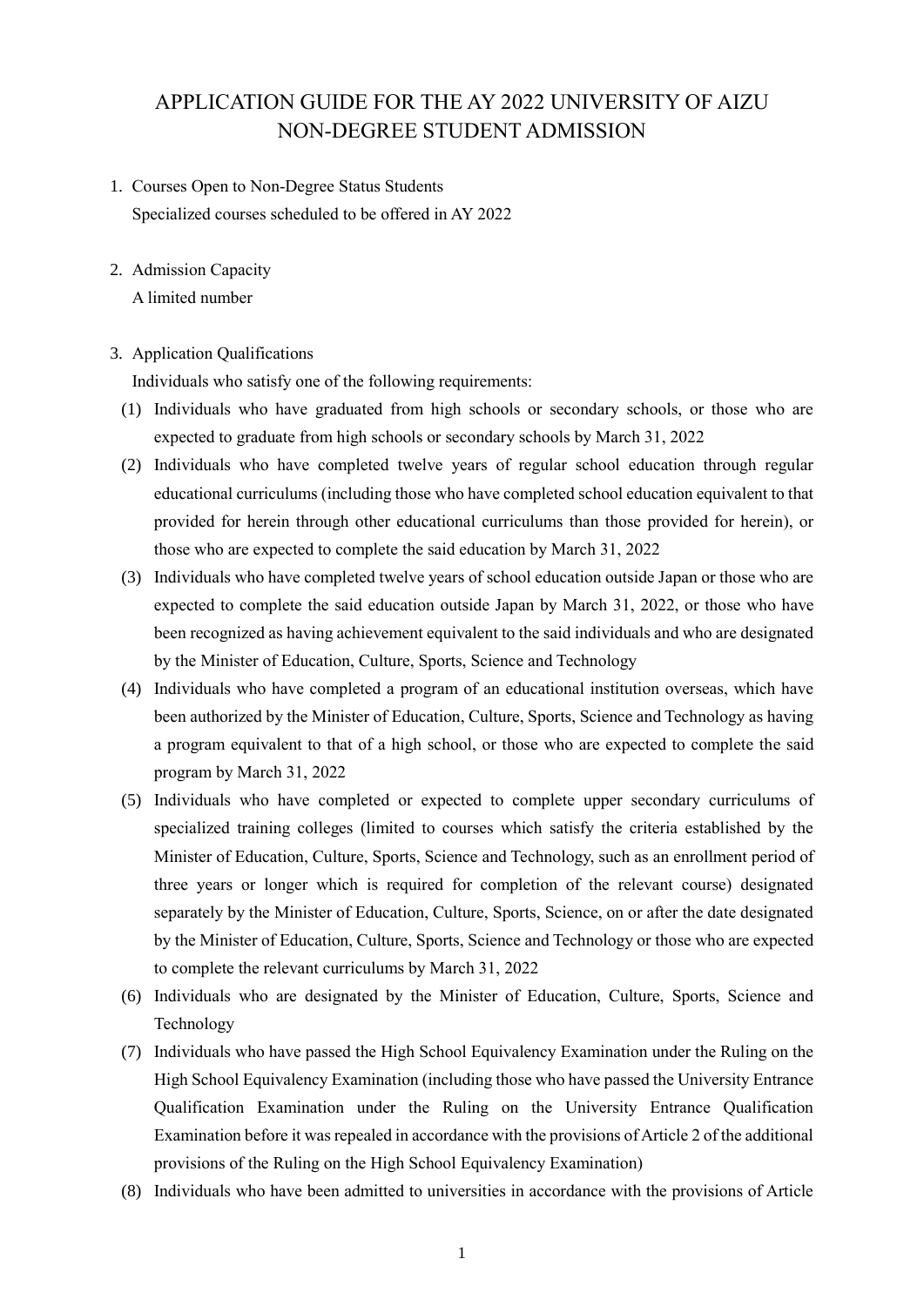# APPLICATION GUIDE FOR THE AY 2022 UNIVERSITY OF AIZU NON-DEGREE STUDENT ADMISSION

1. Courses Open to Non-Degree Status Students
   Specialized courses scheduled to be offered in AY 2022

2. Admission Capacity
   A limited number

3. Application Qualifications
   Individuals who satisfy one of the following requirements:
   (1) Individuals who have graduated from high schools or secondary schools, or those who are expected to graduate from high schools or secondary schools by March 31, 2022
   (2) Individuals who have completed twelve years of regular school education through regular educational curriculums (including those who have completed school education equivalent to that provided for herein through other educational curriculums than those provided for herein), or those who are expected to complete the said education by March 31, 2022
   (3) Individuals who have completed twelve years of school education outside Japan or those who are expected to complete the said education outside Japan by March 31, 2022, or those who have been recognized as having achievement equivalent to the said individuals and who are designated by the Minister of Education, Culture, Sports, Science and Technology
   (4) Individuals who have completed a program of an educational institution overseas, which have been authorized by the Minister of Education, Culture, Sports, Science and Technology as having a program equivalent to that of a high school, or those who are expected to complete the said program by March 31, 2022
   (5) Individuals who have completed or expected to complete upper secondary curriculums of specialized training colleges (limited to courses which satisfy the criteria established by the Minister of Education, Culture, Sports, Science and Technology, such as an enrollment period of three years or longer which is required for completion of the relevant course) designated separately by the Minister of Education, Culture, Sports, Science, on or after the date designated by the Minister of Education, Culture, Sports, Science and Technology or those who are expected to complete the relevant curriculums by March 31, 2022
   (6) Individuals who are designated by the Minister of Education, Culture, Sports, Science and Technology
   (7) Individuals who have passed the High School Equivalency Examination under the Ruling on the High School Equivalency Examination (including those who have passed the University Entrance Qualification Examination under the Ruling on the University Entrance Qualification Examination before it was repealed in accordance with the provisions of Article 2 of the additional provisions of the Ruling on the High School Equivalency Examination)
   (8) Individuals who have been admitted to universities in accordance with the provisions of Article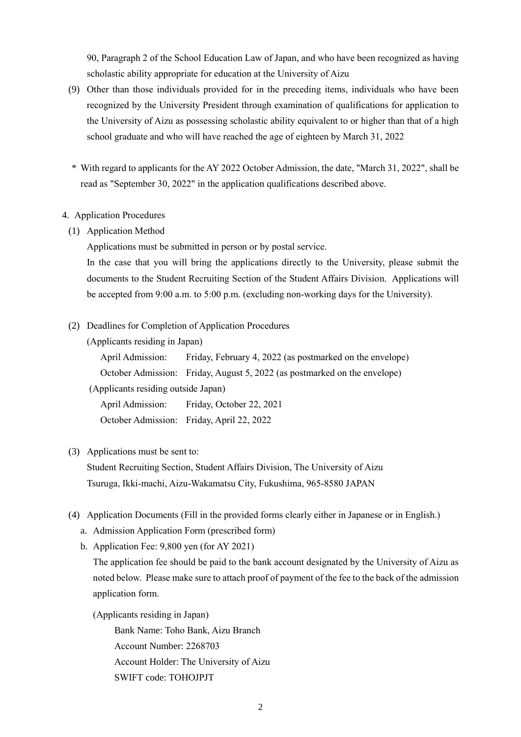90, Paragraph 2 of the School Education Law of Japan, and who have been recognized as having scholastic ability appropriate for education at the University of Aizu

(9) Other than those individuals provided for in the preceding items, individuals who have been recognized by the University President through examination of qualifications for application to the University of Aizu as possessing scholastic ability equivalent to or higher than that of a high school graduate and who will have reached the age of eighteen by March 31, 2022

\* With regard to applicants for the AY 2022 October Admission, the date, "March 31, 2022", shall be read as "September 30, 2022" in the application qualifications described above.

4. Application Procedures

(1) Application Method

Applications must be submitted in person or by postal service.

In the case that you will bring the applications directly to the University, please submit the documents to the Student Recruiting Section of the Student Affairs Division. Applications will be accepted from 9:00 a.m. to 5:00 p.m. (excluding non-working days for the University).

(2) Deadlines for Completion of Application Procedures

(Applicants residing in Japan)

April Admission: Friday, February 4, 2022 (as postmarked on the envelope)

October Admission: Friday, August 5, 2022 (as postmarked on the envelope)

(Applicants residing outside Japan)

April Admission: Friday, October 22, 2021

October Admission: Friday, April 22, 2022

(3) Applications must be sent to:

Student Recruiting Section, Student Affairs Division, The University of Aizu
Tsuruga, Ikki-machi, Aizu-Wakamatsu City, Fukushima, 965-8580 JAPAN

(4) Application Documents (Fill in the provided forms clearly either in Japanese or in English.)

a. Admission Application Form (prescribed form)

b. Application Fee: 9,800 yen (for AY 2021)

The application fee should be paid to the bank account designated by the University of Aizu as noted below. Please make sure to attach proof of payment of the fee to the back of the admission application form.

(Applicants residing in Japan)

Bank Name: Toho Bank, Aizu Branch
Account Number: 2268703
Account Holder: The University of Aizu
SWIFT code: TOHOJPJT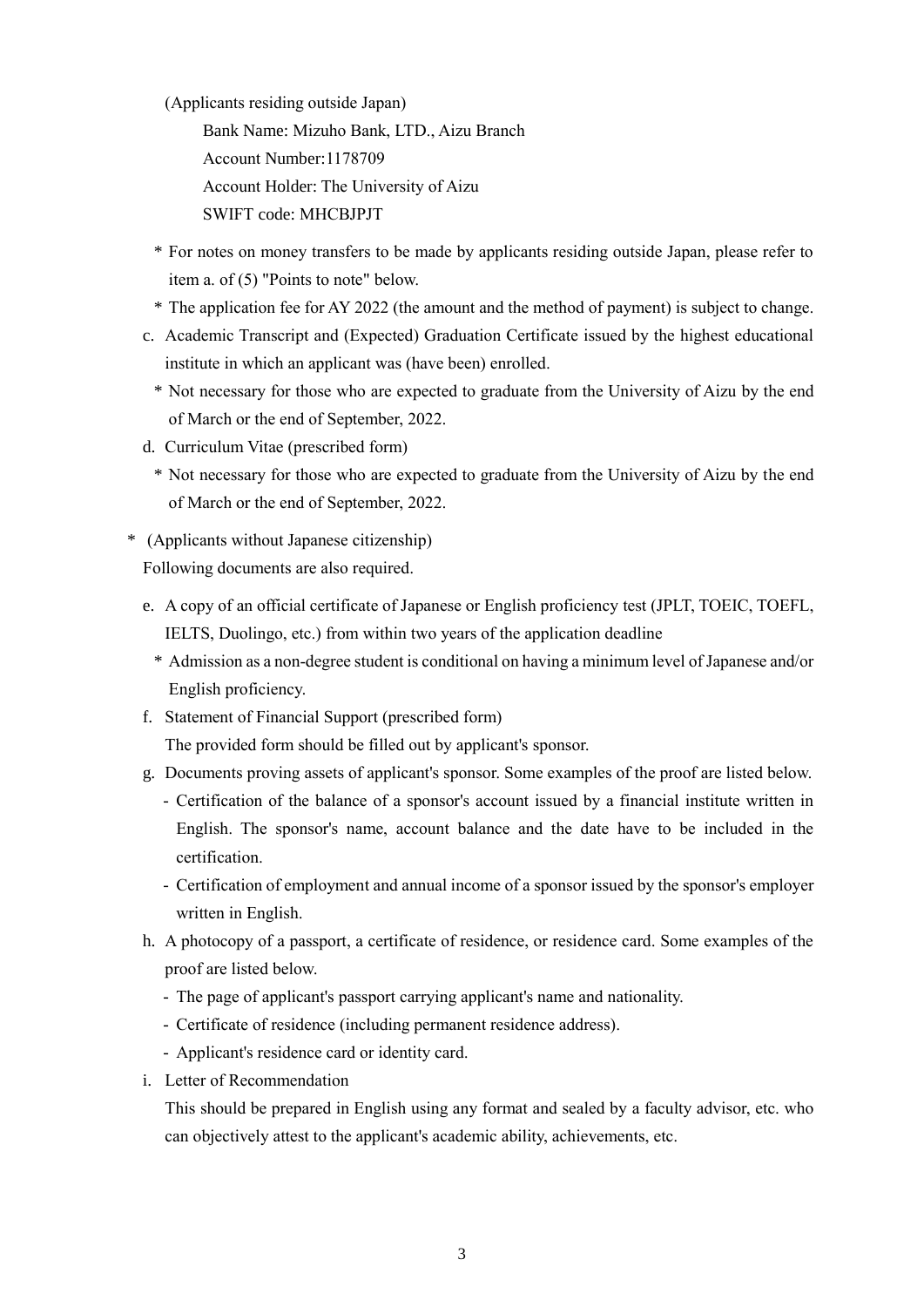(Applicants residing outside Japan)

Bank Name: Mizuho Bank, LTD., Aizu Branch

Account Number:1178709

Account Holder: The University of Aizu

SWIFT code: MHCBJPJT

\* For notes on money transfers to be made by applicants residing outside Japan, please refer to item a. of (5) "Points to note" below.

\* The application fee for AY 2022 (the amount and the method of payment) is subject to change.

c. Academic Transcript and (Expected) Graduation Certificate issued by the highest educational institute in which an applicant was (have been) enrolled.

\* Not necessary for those who are expected to graduate from the University of Aizu by the end of March or the end of September, 2022.

d. Curriculum Vitae (prescribed form)

\* Not necessary for those who are expected to graduate from the University of Aizu by the end of March or the end of September, 2022.

\* (Applicants without Japanese citizenship)

Following documents are also required.

e. A copy of an official certificate of Japanese or English proficiency test (JPLT, TOEIC, TOEFL, IELTS, Duolingo, etc.) from within two years of the application deadline

\* Admission as a non-degree student is conditional on having a minimum level of Japanese and/or English proficiency.

f. Statement of Financial Support (prescribed form)

The provided form should be filled out by applicant's sponsor.

g. Documents proving assets of applicant's sponsor. Some examples of the proof are listed below.

- Certification of the balance of a sponsor's account issued by a financial institute written in English. The sponsor's name, account balance and the date have to be included in the certification.
- Certification of employment and annual income of a sponsor issued by the sponsor's employer written in English.

h. A photocopy of a passport, a certificate of residence, or residence card. Some examples of the proof are listed below.

- The page of applicant's passport carrying applicant's name and nationality.
- Certificate of residence (including permanent residence address).
- Applicant's residence card or identity card.

i. Letter of Recommendation

This should be prepared in English using any format and sealed by a faculty advisor, etc. who can objectively attest to the applicant's academic ability, achievements, etc.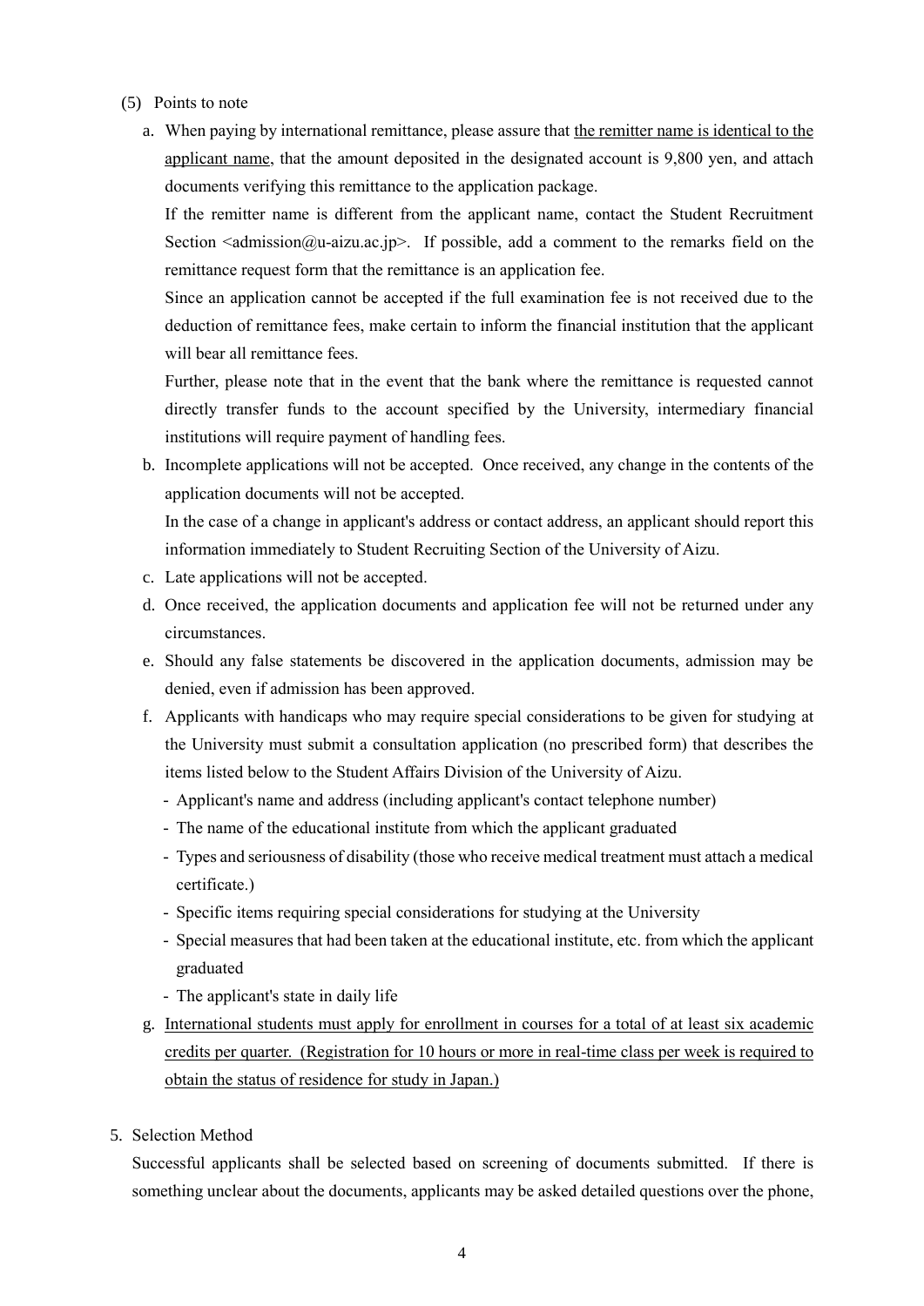(5) Points to note

a. When paying by international remittance, please assure that <u>the remitter name is identical to the applicant name</u>, that the amount deposited in the designated account is 9,800 yen, and attach documents verifying this remittance to the application package.

   If the remitter name is different from the applicant name, contact the Student Recruitment Section <admission@u-aizu.ac.jp>. If possible, add a comment to the remarks field on the remittance request form that the remittance is an application fee.

   Since an application cannot be accepted if the full examination fee is not received due to the deduction of remittance fees, make certain to inform the financial institution that the applicant will bear all remittance fees.

   Further, please note that in the event that the bank where the remittance is requested cannot directly transfer funds to the account specified by the University, intermediary financial institutions will require payment of handling fees.

b. Incomplete applications will not be accepted. Once received, any change in the contents of the application documents will not be accepted.

   In the case of a change in applicant's address or contact address, an applicant should report this information immediately to Student Recruiting Section of the University of Aizu.

c. Late applications will not be accepted.

d. Once received, the application documents and application fee will not be returned under any circumstances.

e. Should any false statements be discovered in the application documents, admission may be denied, even if admission has been approved.

f. Applicants with handicaps who may require special considerations to be given for studying at the University must submit a consultation application (no prescribed form) that describes the items listed below to the Student Affairs Division of the University of Aizu.
   - Applicant's name and address (including applicant's contact telephone number)
   - The name of the educational institute from which the applicant graduated
   - Types and seriousness of disability (those who receive medical treatment must attach a medical certificate.)
   - Specific items requiring special considerations for studying at the University
   - Special measures that had been taken at the educational institute, etc. from which the applicant graduated
   - The applicant's state in daily life

g. <u>International students must apply for enrollment in courses for a total of at least six academic credits per quarter. (Registration for 10 hours or more in real-time class per week is required to obtain the status of residence for study in Japan.)</u>

5. Selection Method

Successful applicants shall be selected based on screening of documents submitted. If there is something unclear about the documents, applicants may be asked detailed questions over the phone,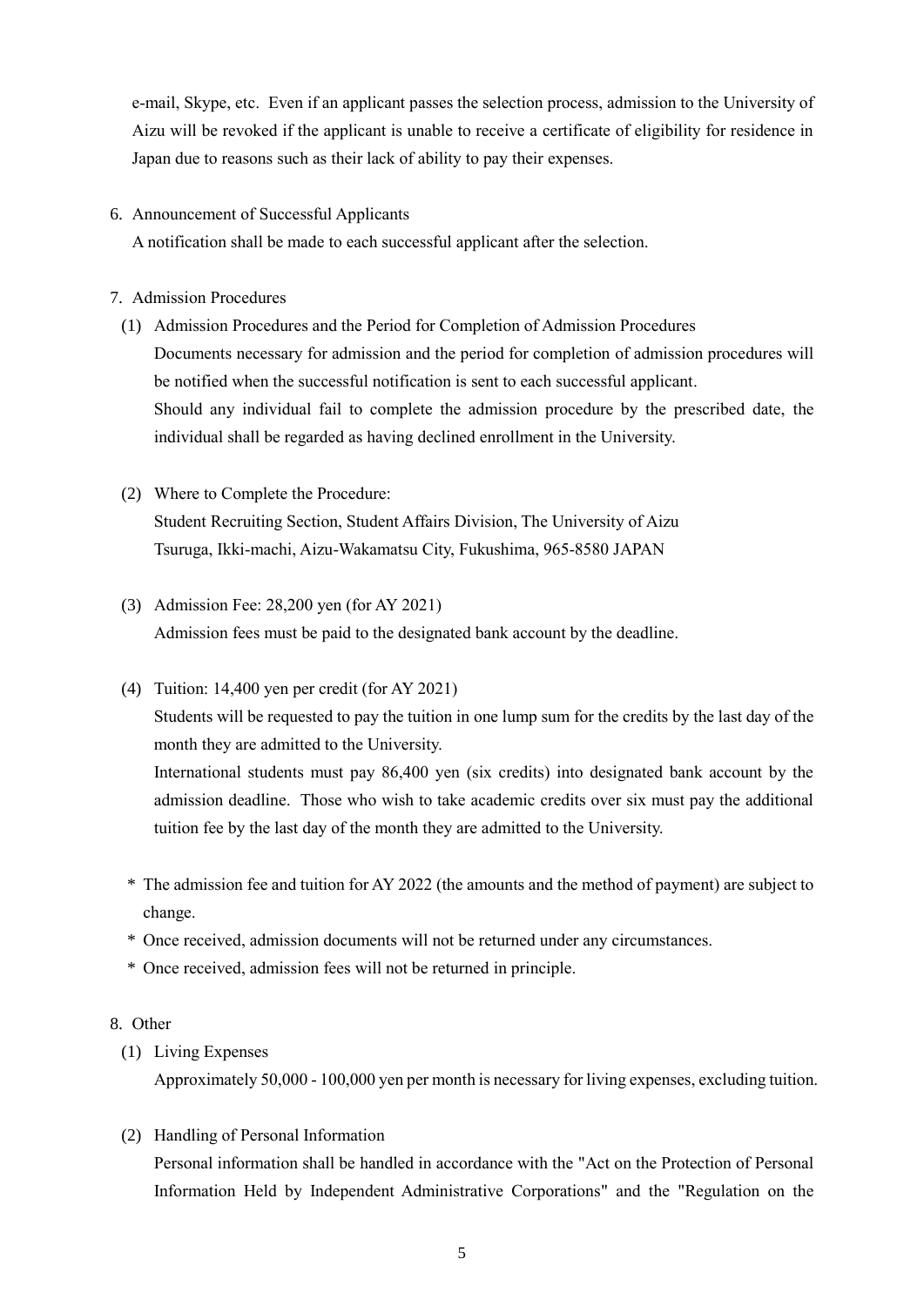e-mail, Skype, etc. Even if an applicant passes the selection process, admission to the University of Aizu will be revoked if the applicant is unable to receive a certificate of eligibility for residence in Japan due to reasons such as their lack of ability to pay their expenses.

## 6. Announcement of Successful Applicants

A notification shall be made to each successful applicant after the selection.

## 7. Admission Procedures

(1) Admission Procedures and the Period for Completion of Admission Procedures

Documents necessary for admission and the period for completion of admission procedures will be notified when the successful notification is sent to each successful applicant.

Should any individual fail to complete the admission procedure by the prescribed date, the individual shall be regarded as having declined enrollment in the University.

(2) Where to Complete the Procedure:

Student Recruiting Section, Student Affairs Division, The University of Aizu
Tsuruga, Ikki-machi, Aizu-Wakamatsu City, Fukushima, 965-8580 JAPAN

(3) Admission Fee: 28,200 yen (for AY 2021)

Admission fees must be paid to the designated bank account by the deadline.

(4) Tuition: 14,400 yen per credit (for AY 2021)

Students will be requested to pay the tuition in one lump sum for the credits by the last day of the month they are admitted to the University.

International students must pay 86,400 yen (six credits) into designated bank account by the admission deadline. Those who wish to take academic credits over six must pay the additional tuition fee by the last day of the month they are admitted to the University.

\* The admission fee and tuition for AY 2022 (the amounts and the method of payment) are subject to change.

\* Once received, admission documents will not be returned under any circumstances.

\* Once received, admission fees will not be returned in principle.

## 8. Other

(1) Living Expenses

Approximately 50,000 - 100,000 yen per month is necessary for living expenses, excluding tuition.

(2) Handling of Personal Information

Personal information shall be handled in accordance with the "Act on the Protection of Personal Information Held by Independent Administrative Corporations" and the "Regulation on the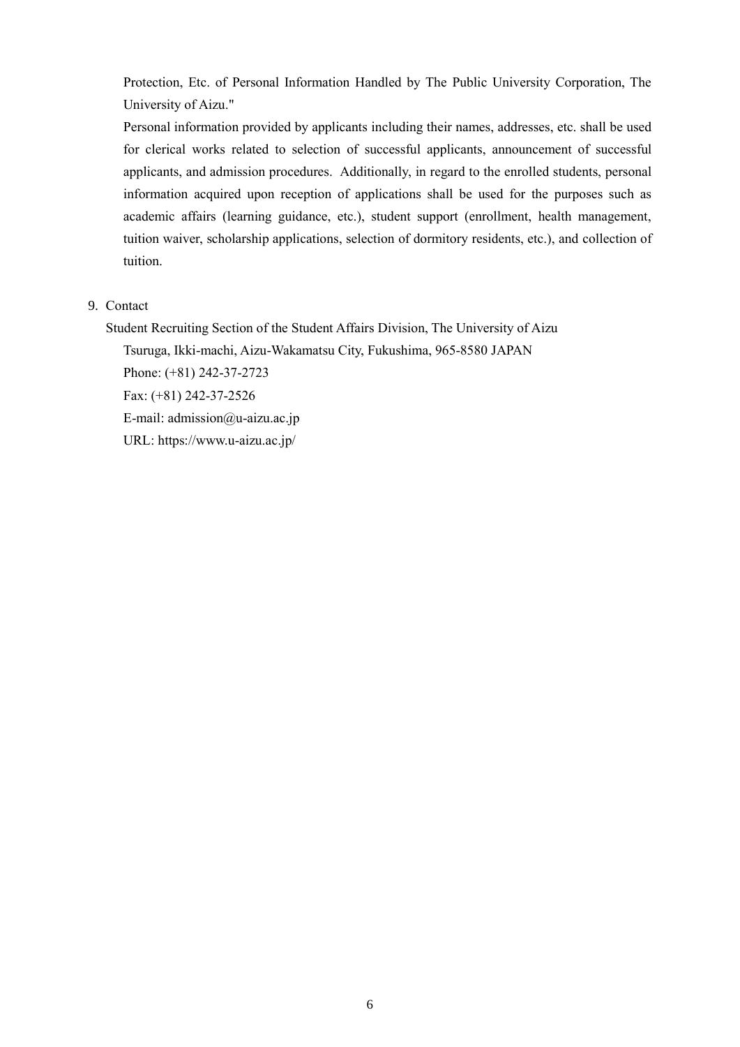Protection, Etc. of Personal Information Handled by The Public University Corporation, The University of Aizu."

Personal information provided by applicants including their names, addresses, etc. shall be used for clerical works related to selection of successful applicants, announcement of successful applicants, and admission procedures. Additionally, in regard to the enrolled students, personal information acquired upon reception of applications shall be used for the purposes such as academic affairs (learning guidance, etc.), student support (enrollment, health management, tuition waiver, scholarship applications, selection of dormitory residents, etc.), and collection of tuition.

9. Contact

Student Recruiting Section of the Student Affairs Division, The University of Aizu

Tsuruga, Ikki-machi, Aizu-Wakamatsu City, Fukushima, 965-8580 JAPAN

Phone: (+81) 242-37-2723

Fax: (+81) 242-37-2526

E-mail: admission@u-aizu.ac.jp

URL: https://www.u-aizu.ac.jp/